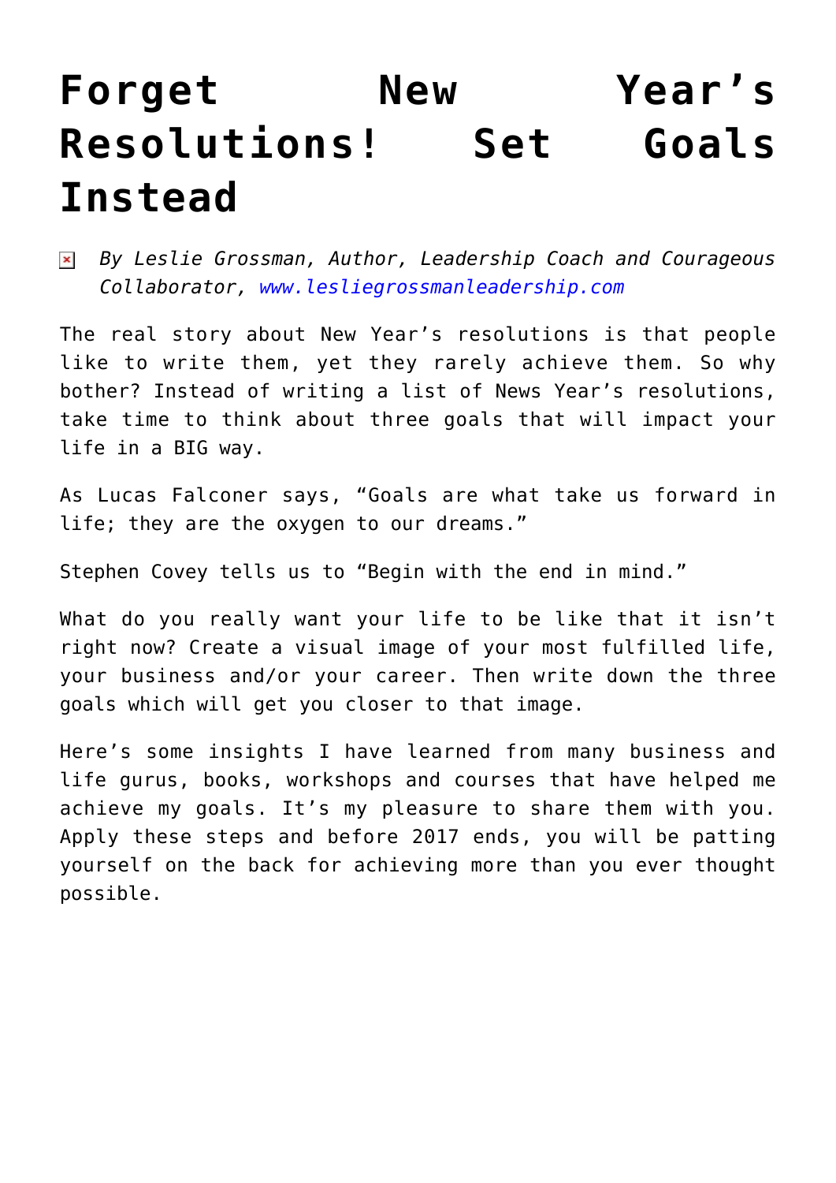# Forget New Year's Resolutions! Set Goals Instead

*By Leslie Grossman, Author, Leadership Coach and Courageous Collaborator, [www.lesliegrossmanleadership.com](http://www.lesliegrossmanleadership.com)*

The real story about New Year's resolutions is that people like to write them, yet they rarely achieve them. So why bother? Instead of writing a list of News Year's resolutions, take time to think about three goals that will impact your life in a BIG way.

As Lucas Falconer says, "Goals are what take us forward in life; they are the oxygen to our dreams."

Stephen Covey tells us to "Begin with the end in mind."

What do you really want your life to be like that it isn't right now? Create a visual image of your most fulfilled life, your business and/or your career. Then write down the three goals which will get you closer to that image.

Here's some insights I have learned from many business and life gurus, books, workshops and courses that have helped me achieve my goals. It's my pleasure to share them with you. Apply these steps and before 2017 ends, you will be patting yourself on the back for achieving more than you ever thought possible.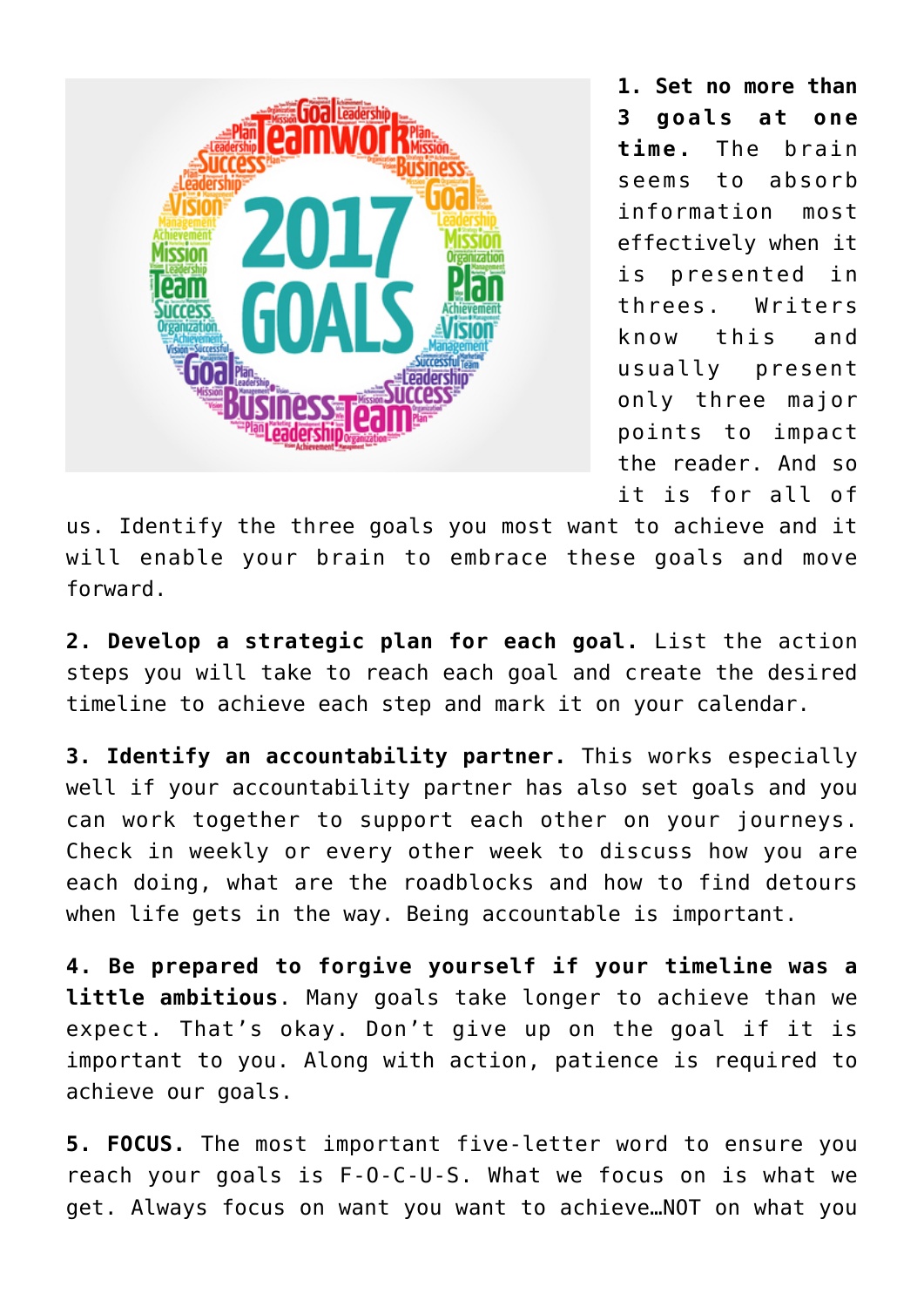**1. Set no more than 3 goals at one time.** The brain seems to absorb information most effectively when it is presented in threes. Writers know this and usually present only three major points to impact the reader. And so it is for all of us. Identify the three goals you most want to achieve and it will enable your brain to embrace these goals and move forward.

**2. Develop a strategic plan for each goal.** List the action steps you will take to reach each goal and create the desired timeline to achieve each step and mark it on your calendar.

**3. Identify an accountability partner.** This works especially well if your accountability partner has also set goals and you can work together to support each other on your journeys. Check in weekly or every other week to discuss how you are each doing, what are the roadblocks and how to find detours when life gets in the way. Being accountable is important.

**4. Be prepared to forgive yourself if your timeline was a little ambitious**. Many goals take longer to achieve than we expect. That's okay. Don't give up on the goal if it is important to you. Along with action, patience is required to achieve our goals.

**5. FOCUS.** The most important five-letter word to ensure you reach your goals is F-O-C-U-S. What we focus on is what we get. Always focus on want you want to achieve…NOT on what you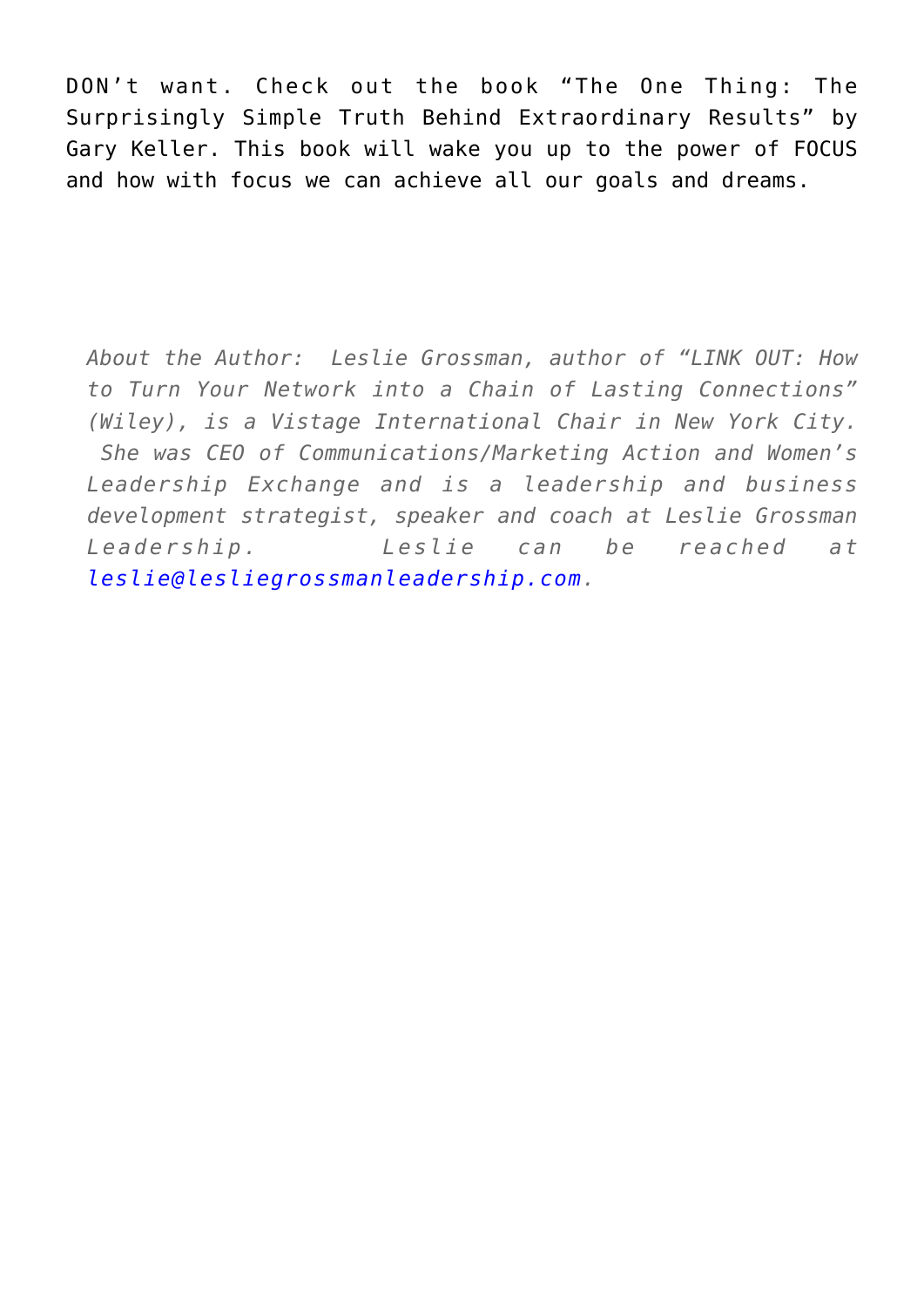DON't want. Check out the book "The One Thing: The Surprisingly Simple Truth Behind Extraordinary Results" by Gary Keller. This book will wake you up to the power of FOCUS and how with focus we can achieve all our goals and dreams.

*About the Author: Leslie Grossman, author of "LINK OUT: How to Turn Your Network into a Chain of Lasting Connections" (Wiley), is a Vistage International Chair in New York City. She was CEO of Communications/Marketing Action and Women's Leadership Exchange and is a leadership and business development strategist, speaker and coach at Leslie Grossman Leadership. Leslie can be reached at leslie@lesliegrossmanleadership.com.*